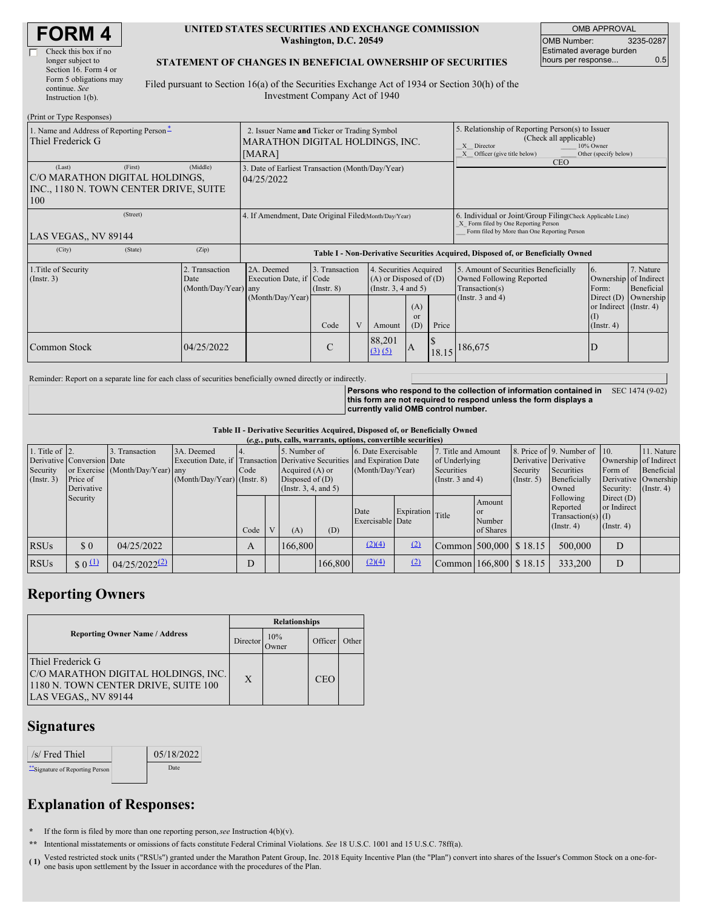# FORM 4

☐ Check this box if no longer subject to Section 16. Form 4 or Form 5 obligations may continue. *See* Instruction 1(b).

**UNITED STATES SECURITIES AND EXCHANGE COMMISSION**
**Washington, D.C. 20549**

**STATEMENT OF CHANGES IN BENEFICIAL OWNERSHIP OF SECURITIES**

Filed pursuant to Section 16(a) of the Securities Exchange Act of 1934 or Section 30(h) of the Investment Company Act of 1940

| OMB APPROVAL | |
|---|---|
| OMB Number: | 3235-0287 |
| Estimated average burden hours per response... | 0.5 |

(Print or Type Responses)

| 1. Name and Address of Reporting Person* | 2. Issuer Name and Ticker or Trading Symbol | 5. Relationship of Reporting Person(s) to Issuer (Check all applicable) |
|---|---|---|
| Thiel Frederick G | MARATHON DIGITAL HOLDINGS, INC. [MARA] | X Director ___ 10% Owner<br>X Officer (give title below) ___ Other (specify below)<br>CEO |
| (Last) (First) (Middle)<br>C/O MARATHON DIGITAL HOLDINGS, INC., 1180 N. TOWN CENTER DRIVE, SUITE 100 | 3. Date of Earliest Transaction (Month/Day/Year)<br>04/25/2022 | |
| (Street)<br>LAS VEGAS,, NV 89144 | 4. If Amendment, Date Original Filed(Month/Day/Year) | 6. Individual or Joint/Group Filing(Check Applicable Line)<br>X Form filed by One Reporting Person<br>___ Form filed by More than One Reporting Person |
| (City) (State) (Zip) | | |

**Table I - Non-Derivative Securities Acquired, Disposed of, or Beneficially Owned**

| 1.Title of Security (Instr. 3) | 2. Transaction Date (Month/Day/Year) | 2A. Deemed Execution Date, if any (Month/Day/Year) | 3. Transaction Code (Instr. 8) | | 4. Securities Acquired (A) or Disposed of (D) (Instr. 3, 4 and 5) | | | 5. Amount of Securities Beneficially Owned Following Reported Transaction(s) (Instr. 3 and 4) | 6. Ownership Form: Direct (D) or Indirect (I) (Instr. 4) | 7. Nature of Indirect Beneficial Ownership (Instr. 4) |
|---|---|---|---|---|---|---|---|---|---|---|
| | | | Code | V | Amount | (A) or (D) | Price | | | |
| Common Stock | 04/25/2022 | | C | | 88,201 (3) (5) | A | $ 18.15 | 186,675 | D | |

Reminder: Report on a separate line for each class of securities beneficially owned directly or indirectly.

**Persons who respond to the collection of information contained in this form are not required to respond unless the form displays a currently valid OMB control number.** SEC 1474 (9-02)

**Table II - Derivative Securities Acquired, Disposed of, or Beneficially Owned**
**(*e.g.*, puts, calls, warrants, options, convertible securities)**

| 1. Title of Derivative Security (Instr. 3) | 2. Conversion or Exercise Price of Derivative Security | 3. Transaction Date (Month/Day/Year) | 3A. Deemed Execution Date, if any (Month/Day/Year) | 4. Transaction Code (Instr. 8) | | 5. Number of Derivative Securities Acquired (A) or Disposed of (D) (Instr. 3, 4, and 5) | | 6. Date Exercisable and Expiration Date (Month/Day/Year) | | 7. Title and Amount of Underlying Securities (Instr. 3 and 4) | | 8. Price of Derivative Security (Instr. 5) | 9. Number of Derivative Securities Beneficially Owned Following Reported Transaction(s) (Instr. 4) | 10. Ownership Form of Derivative Security: Direct (D) or Indirect (I) (Instr. 4) | 11. Nature of Indirect Beneficial Ownership (Instr. 4) |
|---|---|---|---|---|---|---|---|---|---|---|---|---|---|---|---|
| | | | | Code | V | (A) | (D) | Date Exercisable | Expiration Date | Title | Amount or Number of Shares | | | | |
| RSUs | $ 0 | 04/25/2022 | | A | | 166,800 | | (2)(4) | (2) | Common | 500,000 | $ 18.15 | 500,000 | D | |
| RSUs | $ 0 (1) | 04/25/2022 (2) | | D | | | 166,800 | (2)(4) | (2) | Common | 166,800 | $ 18.15 | 333,200 | D | |

## Reporting Owners

| Reporting Owner Name / Address | Relationships | | | |
|---|---|---|---|---|
| | Director | 10% Owner | Officer | Other |
| Thiel Frederick G<br>C/O MARATHON DIGITAL HOLDINGS, INC.<br>1180 N. TOWN CENTER DRIVE, SUITE 100<br>LAS VEGAS,, NV 89144 | X | | CEO | |

## Signatures

| /s/ Fred Thiel | | 05/18/2022 |
|---|---|---|
| **Signature of Reporting Person | | Date |

## Explanation of Responses:

\* If the form is filed by more than one reporting person, *see* Instruction 4(b)(v).

\*\* Intentional misstatements or omissions of facts constitute Federal Criminal Violations. *See* 18 U.S.C. 1001 and 15 U.S.C. 78ff(a).

( 1 ) Vested restricted stock units ("RSUs") granted under the Marathon Patent Group, Inc. 2018 Equity Incentive Plan (the "Plan") convert into shares of the Issuer's Common Stock on a one-for-one basis upon settlement by the Issuer in accordance with the procedures of the Plan.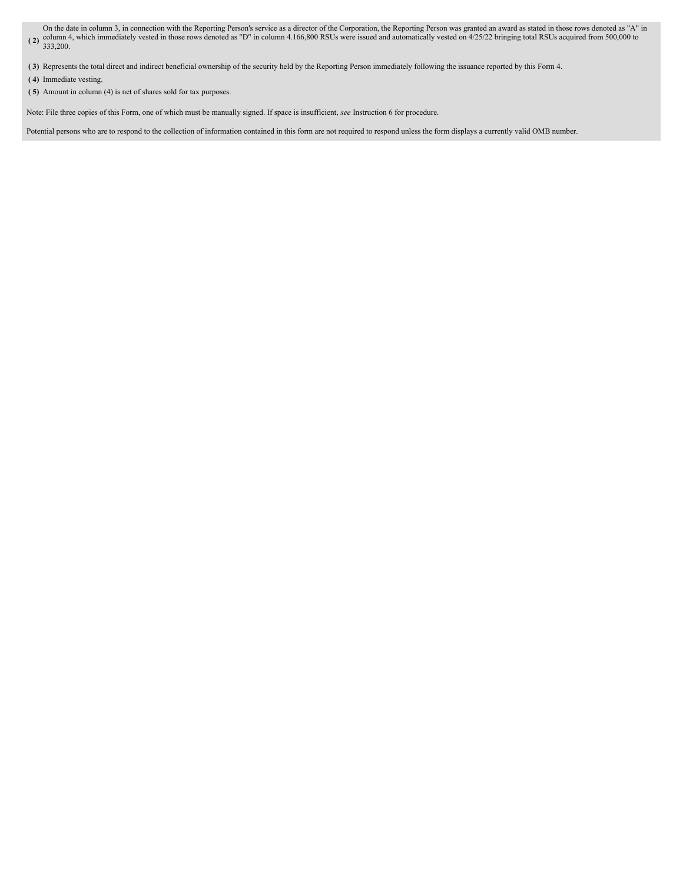**( 2)** On the date in column 3, in connection with the Reporting Person's service as a director of the Corporation, the Reporting Person was granted an award as stated in those rows denoted as "A" in column 4, which immediately vested in those rows denoted as "D" in column 4.166,800 RSUs were issued and automatically vested on 4/25/22 bringing total RSUs acquired from 500,000 to 333,200.

**( 3)** Represents the total direct and indirect beneficial ownership of the security held by the Reporting Person immediately following the issuance reported by this Form 4.

**( 4)** Immediate vesting.

**( 5)** Amount in column (4) is net of shares sold for tax purposes.

Note: File three copies of this Form, one of which must be manually signed. If space is insufficient, *see* Instruction 6 for procedure.

Potential persons who are to respond to the collection of information contained in this form are not required to respond unless the form displays a currently valid OMB number.